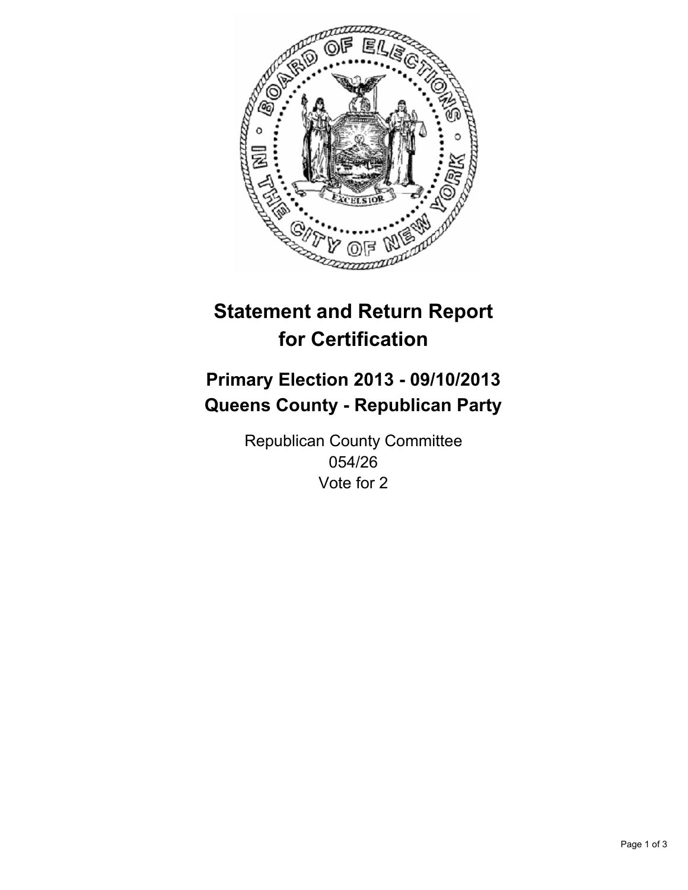# Statement and Return Report for Certification

## Primary Election 2013 - 09/10/2013
## Queens County - Republican Party

Republican County Committee
054/26
Vote for 2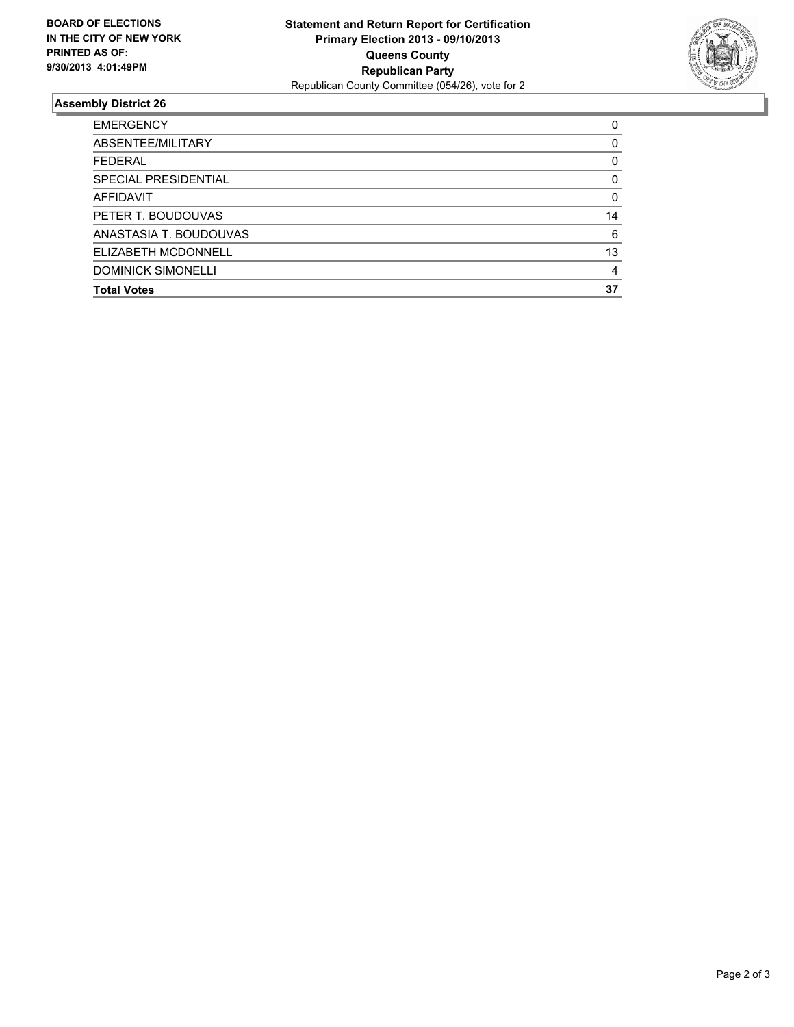**BOARD OF ELECTIONS IN THE CITY OF NEW YORK PRINTED AS OF: 9/30/2013 4:01:49PM**

**Statement and Return Report for Certification**
**Primary Election 2013 - 09/10/2013**
**Queens County**
**Republican Party**
Republican County Committee (054/26), vote for 2

## Assembly District 26

| | |
|---|---|
| EMERGENCY | 0 |
| ABSENTEE/MILITARY | 0 |
| FEDERAL | 0 |
| SPECIAL PRESIDENTIAL | 0 |
| AFFIDAVIT | 0 |
| PETER T. BOUDOUVAS | 14 |
| ANASTASIA T. BOUDOUVAS | 6 |
| ELIZABETH MCDONNELL | 13 |
| DOMINICK SIMONELLI | 4 |
| **Total Votes** | **37** |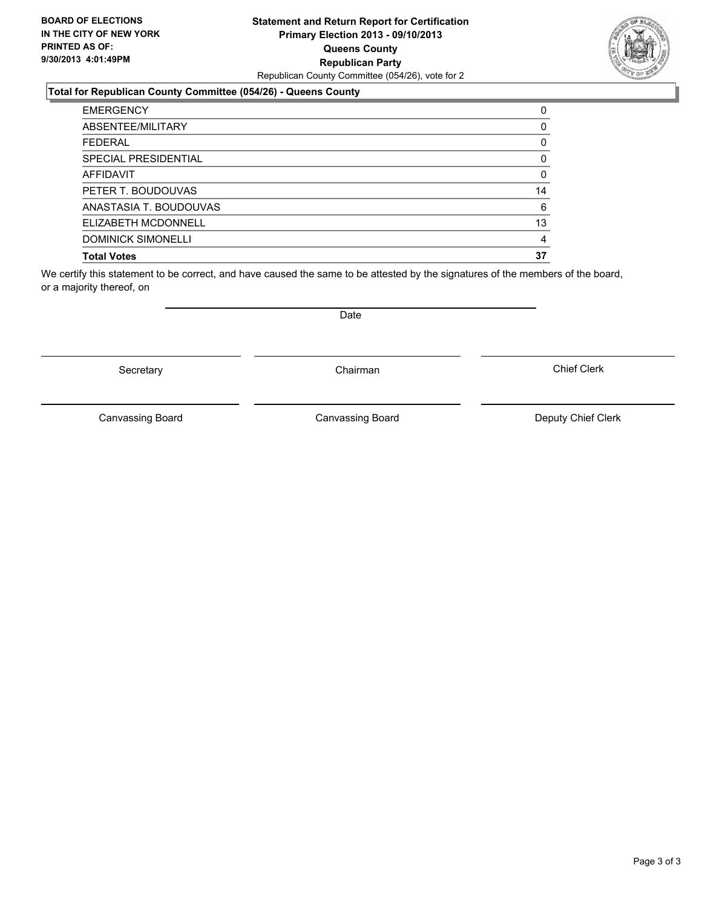**BOARD OF ELECTIONS IN THE CITY OF NEW YORK PRINTED AS OF: 9/30/2013 4:01:49PM**

**Statement and Return Report for Certification**
**Primary Election 2013 - 09/10/2013**
**Queens County**
**Republican Party**
Republican County Committee (054/26), vote for 2

### Total for Republican County Committee (054/26) - Queens County

| | |
|---|---|
| EMERGENCY | 0 |
| ABSENTEE/MILITARY | 0 |
| FEDERAL | 0 |
| SPECIAL PRESIDENTIAL | 0 |
| AFFIDAVIT | 0 |
| PETER T. BOUDOUVAS | 14 |
| ANASTASIA T. BOUDOUVAS | 6 |
| ELIZABETH MCDONNELL | 13 |
| DOMINICK SIMONELLI | 4 |
| **Total Votes** | **37** |

We certify this statement to be correct, and have caused the same to be attested by the signatures of the members of the board, or a majority thereof, on

Date

Secretary | Chairman | Chief Clerk

Canvassing Board | Canvassing Board | Deputy Chief Clerk